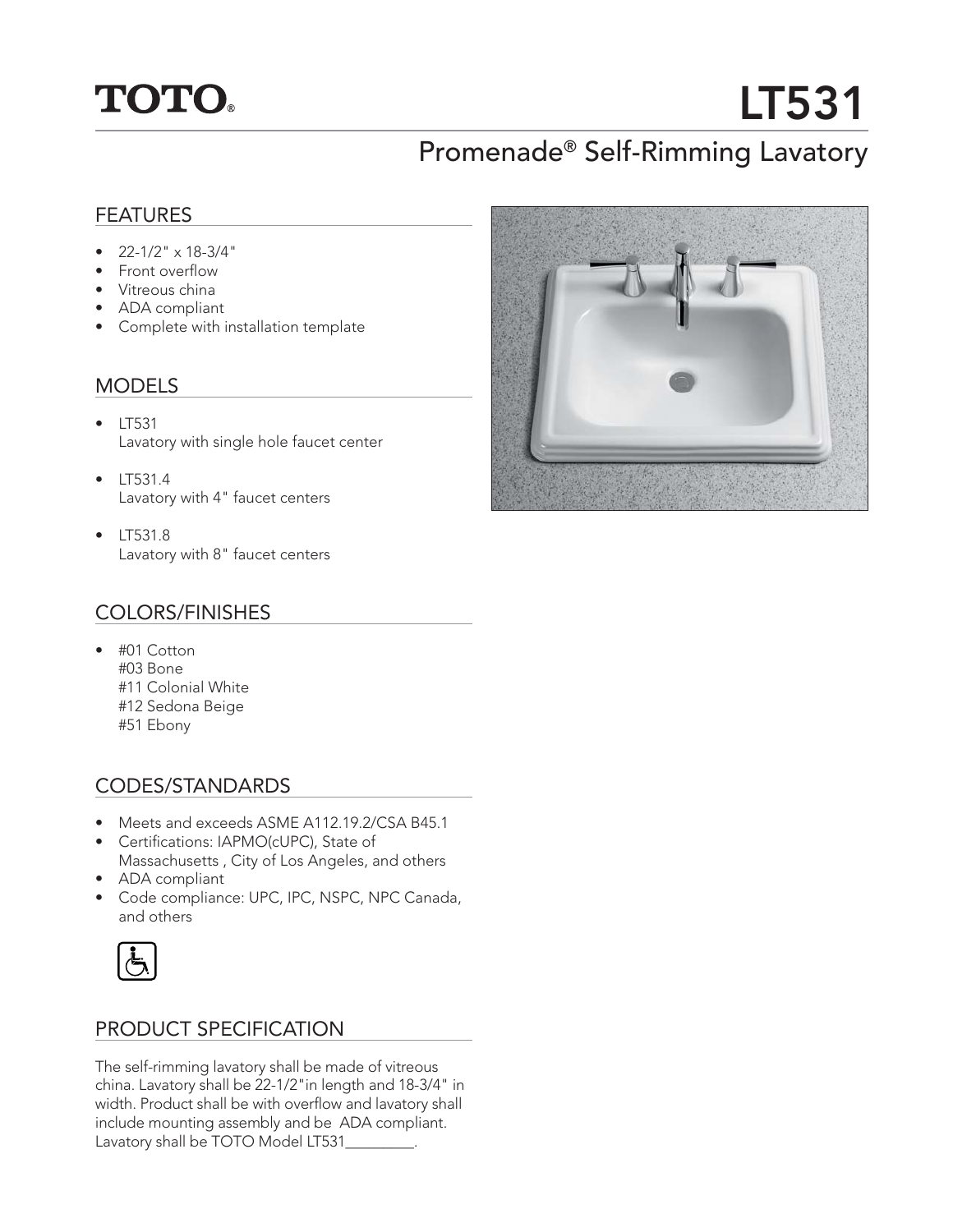TOTO®

# LT531

## Promenade® Self-Rimming Lavatory

### FEATURES

- 22-1/2" x 18-3/4"
- Front overflow
- Vitreous china
- ADA compliant
- Complete with installation template

### MODELS

- LT531
  Lavatory with single hole faucet center
- LT531.4
  Lavatory with 4" faucet centers
- LT531.8
  Lavatory with 8" faucet centers

### COLORS/FINISHES

- #01 Cotton
  #03 Bone
  #11 Colonial White
  #12 Sedona Beige
  #51 Ebony

### CODES/STANDARDS

- Meets and exceeds ASME A112.19.2/CSA B45.1
- Certifications: IAPMO(cUPC), State of Massachusetts , City of Los Angeles, and others
- ADA compliant
- Code compliance: UPC, IPC, NSPC, NPC Canada, and others

### PRODUCT SPECIFICATION

The self-rimming lavatory shall be made of vitreous china. Lavatory shall be 22-1/2"in length and 18-3/4" in width. Product shall be with overflow and lavatory shall include mounting assembly and be ADA compliant. Lavatory shall be TOTO Model LT531_________.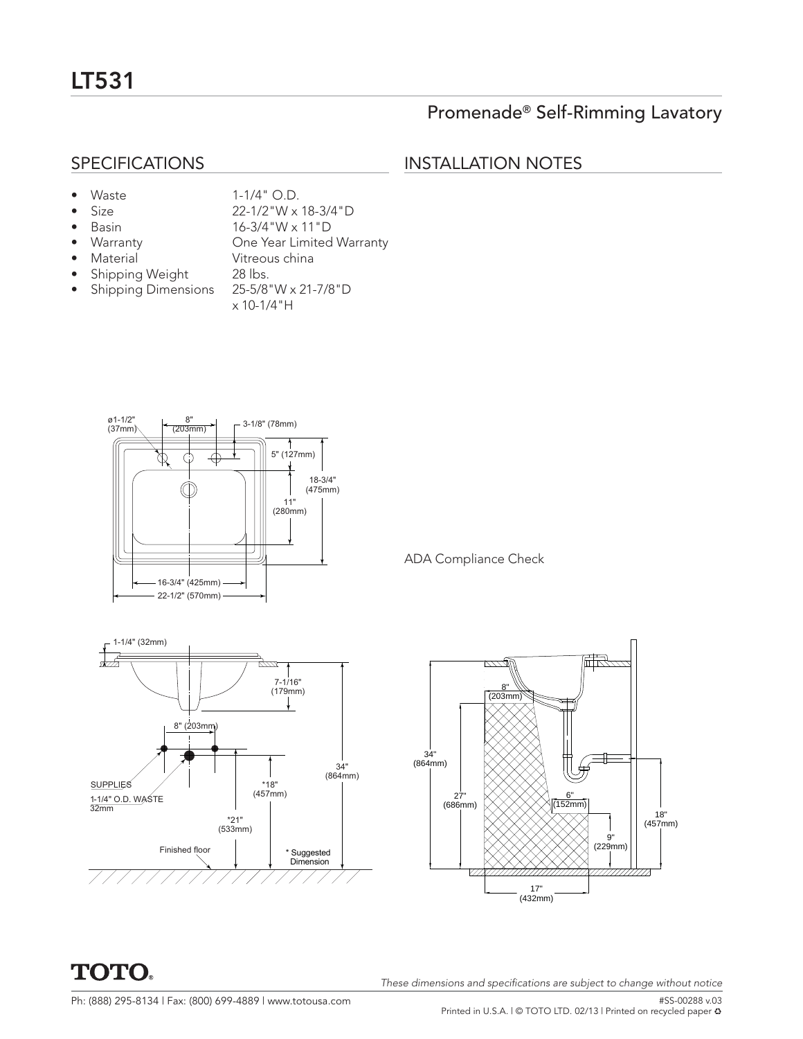# LT531

## Promenade® Self-Rimming Lavatory

## SPECIFICATIONS

- Waste 1-1/4" O.D.
- Size 22-1/2"W x 18-3/4"D
- Basin 16-3/4"W x 11"D
- Warranty One Year Limited Warranty
- Material Vitreous china
- Shipping Weight 28 lbs.
- Shipping Dimensions 25-5/8"W x 21-7/8"D x 10-1/4"H

## INSTALLATION NOTES

ø1-1/2" (37mm)
8" (203mm)
3-1/8" (78mm)
5" (127mm)
18-3/4" (475mm)
11" (280mm)
16-3/4" (425mm)
22-1/2" (570mm)

ADA Compliance Check

1-1/4" (32mm)
7-1/16" (179mm)
8" (203mm)
SUPPLIES
1-1/4" O.D. WASTE 32mm
*18" (457mm)
*21" (533mm)
34" (864mm)
Finished floor
* Suggested Dimension

8" (203mm)
34" (864mm)
27" (686mm)
6" (152mm)
9" (229mm)
18" (457mm)
17" (432mm)

TOTO®

*These dimensions and specifications are subject to change without notice*

Ph: (888) 295-8134 | Fax: (800) 699-4889 | www.totousa.com

#SS-00288 v.03
Printed in U.S.A. | © TOTO LTD. 02/13 | Printed on recycled paper ♻